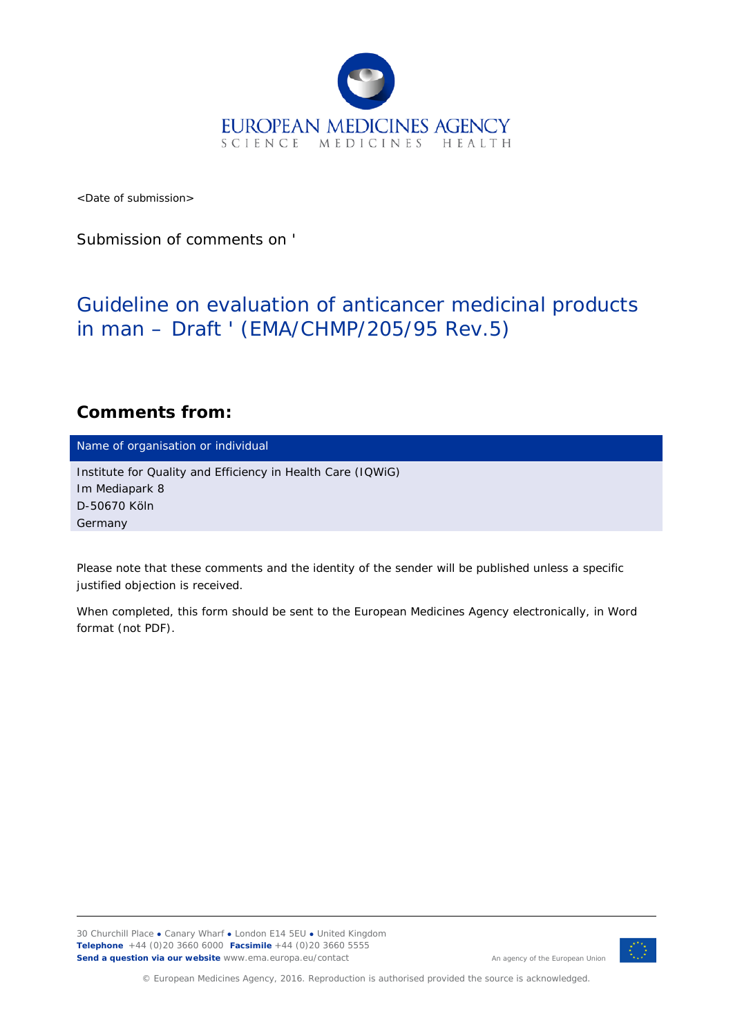EUROPEAN MEDICINES AGENCY
SCIENCE MEDICINES HEALTH

<Date of submission>

Submission of comments on '

# Guideline on evaluation of anticancer medicinal products in man – Draft ' (EMA/CHMP/205/95 Rev.5)

## Comments from:

| Name of organisation or individual |
| --- |
| Institute for Quality and Efficiency in Health Care (IQWiG)<br>Im Mediapark 8<br>D-50670 Köln<br>Germany |

Please note that these comments and the identity of the sender will be published unless a specific justified objection is received.

When completed, this form should be sent to the European Medicines Agency electronically, in Word format (not PDF).

30 Churchill Place ● Canary Wharf ● London E14 5EU ● United Kingdom
**Telephone** +44 (0)20 3660 6000 **Facsimile** +44 (0)20 3660 5555
**Send a question via our website** www.ema.europa.eu/contact

An agency of the European Union

© European Medicines Agency, 2016. Reproduction is authorised provided the source is acknowledged.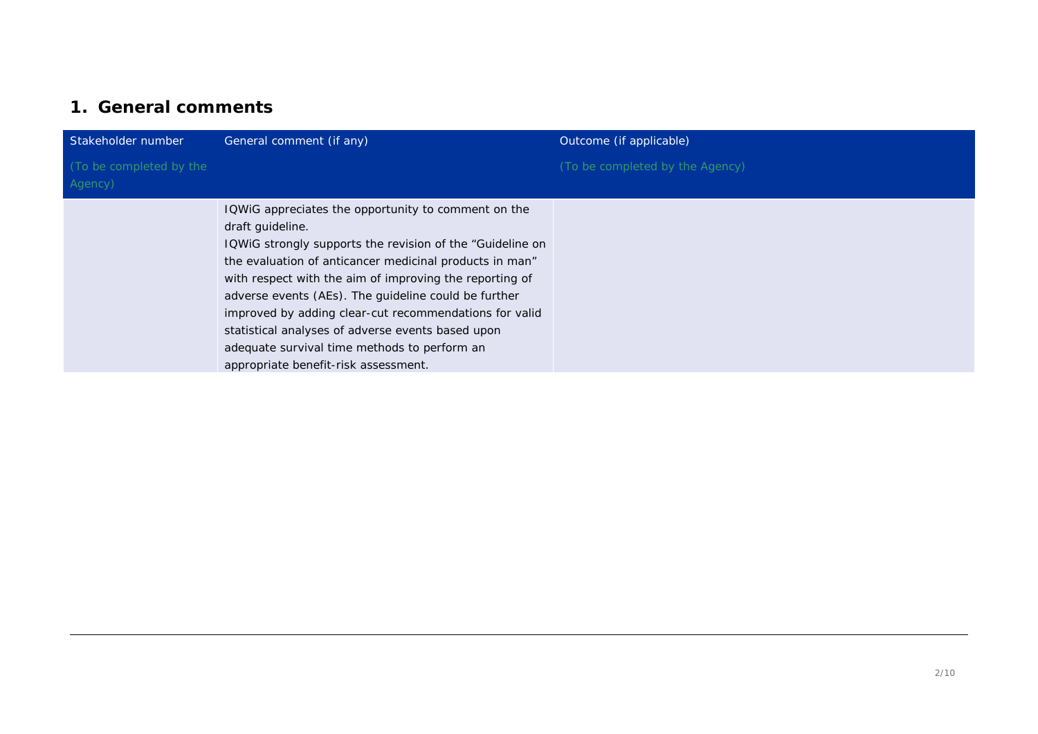## 1. General comments

| Stakeholder number<br>(To be completed by the Agency) | General comment (if any) | Outcome (if applicable)<br>(To be completed by the Agency) |
|---|---|---|
| | IQWiG appreciates the opportunity to comment on the draft guideline.<br>IQWiG strongly supports the revision of the "Guideline on the evaluation of anticancer medicinal products in man" with respect with the aim of improving the reporting of adverse events (AEs). The guideline could be further improved by adding clear-cut recommendations for valid statistical analyses of adverse events based upon adequate survival time methods to perform an appropriate benefit-risk assessment. | |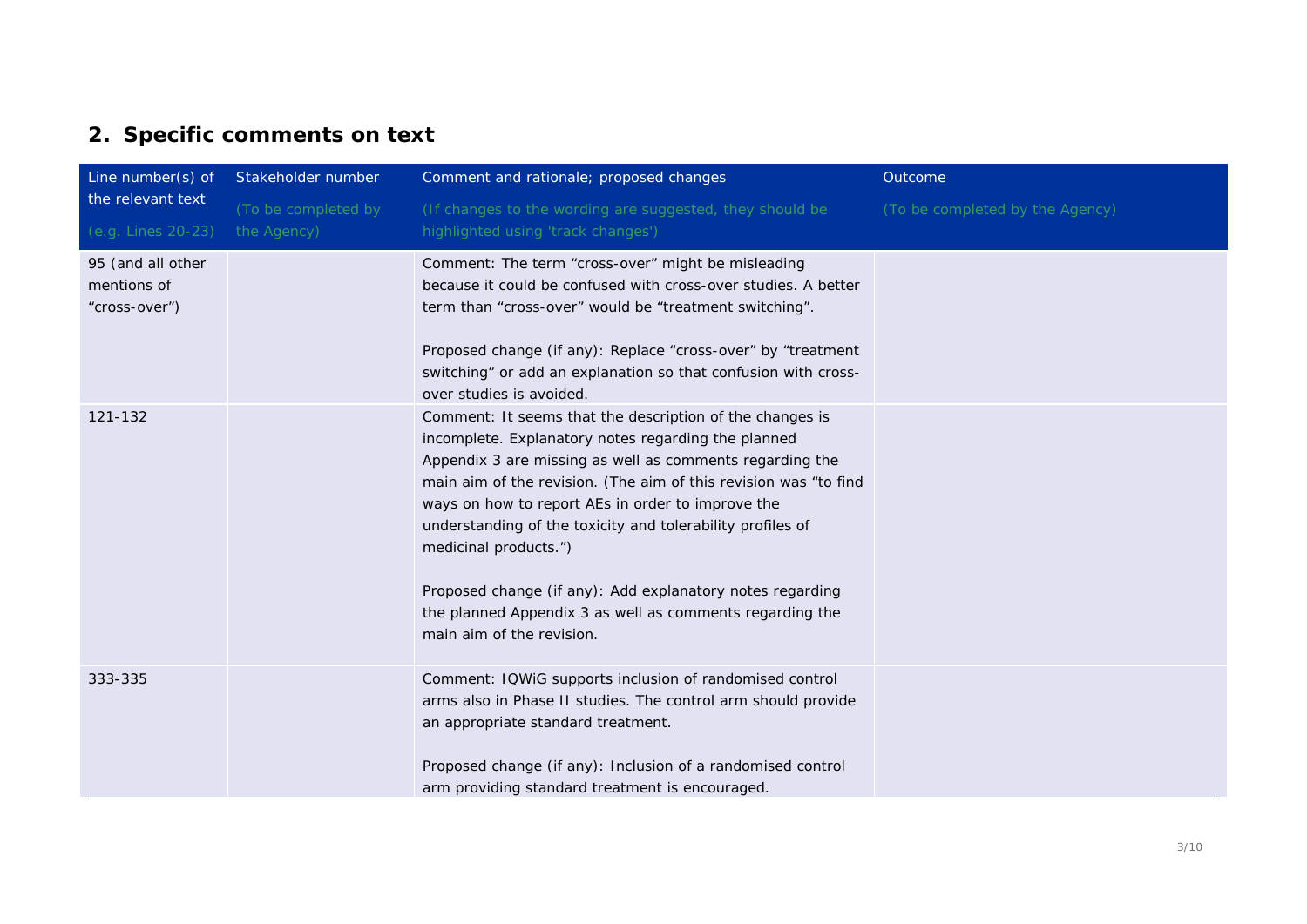## 2. Specific comments on text

| Line number(s) of the relevant text (e.g. Lines 20-23) | Stakeholder number (To be completed by the Agency) | Comment and rationale; proposed changes (If changes to the wording are suggested, they should be highlighted using 'track changes') | Outcome (To be completed by the Agency) |
|---|---|---|---|
| 95 (and all other mentions of "cross-over") | | Comment: The term "cross-over" might be misleading because it could be confused with cross-over studies. A better term than "cross-over" would be "treatment switching".<br><br>Proposed change (if any): Replace "cross-over" by "treatment switching" or add an explanation so that confusion with cross-over studies is avoided. | |
| 121-132 | | Comment: It seems that the description of the changes is incomplete. Explanatory notes regarding the planned Appendix 3 are missing as well as comments regarding the main aim of the revision. (The aim of this revision was "to find ways on how to report AEs in order to improve the understanding of the toxicity and tolerability profiles of medicinal products.")<br><br>Proposed change (if any): Add explanatory notes regarding the planned Appendix 3 as well as comments regarding the main aim of the revision. | |
| 333-335 | | Comment: IQWiG supports inclusion of randomised control arms also in Phase II studies. The control arm should provide an appropriate standard treatment.<br><br>Proposed change (if any): Inclusion of a randomised control arm providing standard treatment is encouraged. | |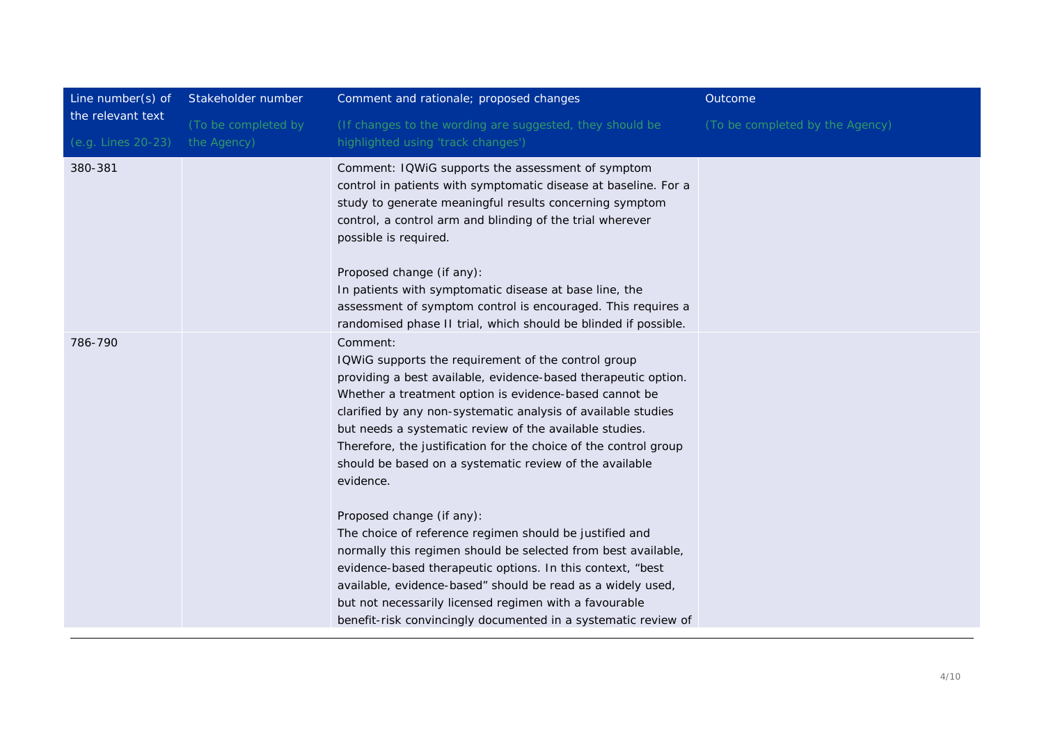| Line number(s) of the relevant text (e.g. Lines 20-23) | Stakeholder number (To be completed by the Agency) | Comment and rationale; proposed changes (If changes to the wording are suggested, they should be highlighted using 'track changes') | Outcome (To be completed by the Agency) |
|---|---|---|---|
| 380-381 | | Comment: IQWiG supports the assessment of symptom control in patients with symptomatic disease at baseline. For a study to generate meaningful results concerning symptom control, a control arm and blinding of the trial wherever possible is required.<br><br>Proposed change (if any):<br>In patients with symptomatic disease at base line, the assessment of symptom control is encouraged. This requires a randomised phase II trial, which should be blinded if possible. | |
| 786-790 | | Comment:<br>IQWiG supports the requirement of the control group providing a best available, evidence-based therapeutic option. Whether a treatment option is evidence-based cannot be clarified by any non-systematic analysis of available studies but needs a systematic review of the available studies. Therefore, the justification for the choice of the control group should be based on a systematic review of the available evidence.<br><br>Proposed change (if any):<br>The choice of reference regimen should be justified and normally this regimen should be selected from best available, evidence-based therapeutic options. In this context, "best available, evidence-based" should be read as a widely used, but not necessarily licensed regimen with a favourable benefit-risk convincingly documented in a systematic review of | |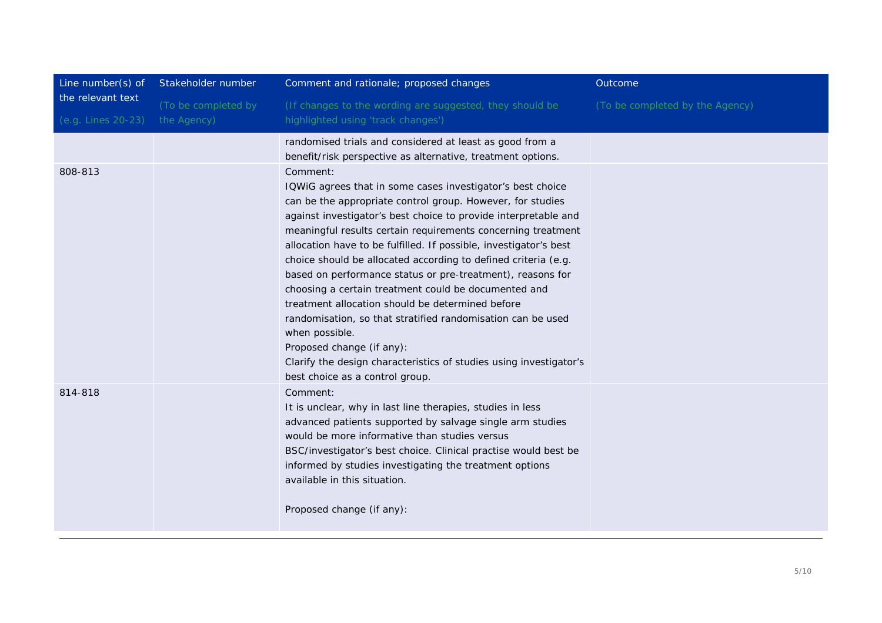| Line number(s) of the relevant text (e.g. Lines 20-23) | Stakeholder number (To be completed by the Agency) | Comment and rationale; proposed changes (If changes to the wording are suggested, they should be highlighted using 'track changes') | Outcome (To be completed by the Agency) |
| --- | --- | --- | --- |
| | | randomised trials and considered at least as good from a benefit/risk perspective as alternative, treatment options. | |
| 808-813 | | Comment:<br>IQWiG agrees that in some cases investigator's best choice can be the appropriate control group. However, for studies against investigator's best choice to provide interpretable and meaningful results certain requirements concerning treatment allocation have to be fulfilled. If possible, investigator's best choice should be allocated according to defined criteria (e.g. based on performance status or pre-treatment), reasons for choosing a certain treatment could be documented and treatment allocation should be determined before randomisation, so that stratified randomisation can be used when possible.<br>Proposed change (if any):<br>Clarify the design characteristics of studies using investigator's best choice as a control group. | |
| 814-818 | | Comment:<br>It is unclear, why in last line therapies, studies in less advanced patients supported by salvage single arm studies would be more informative than studies versus BSC/investigator's best choice. Clinical practise would best be informed by studies investigating the treatment options available in this situation.<br><br>Proposed change (if any): | |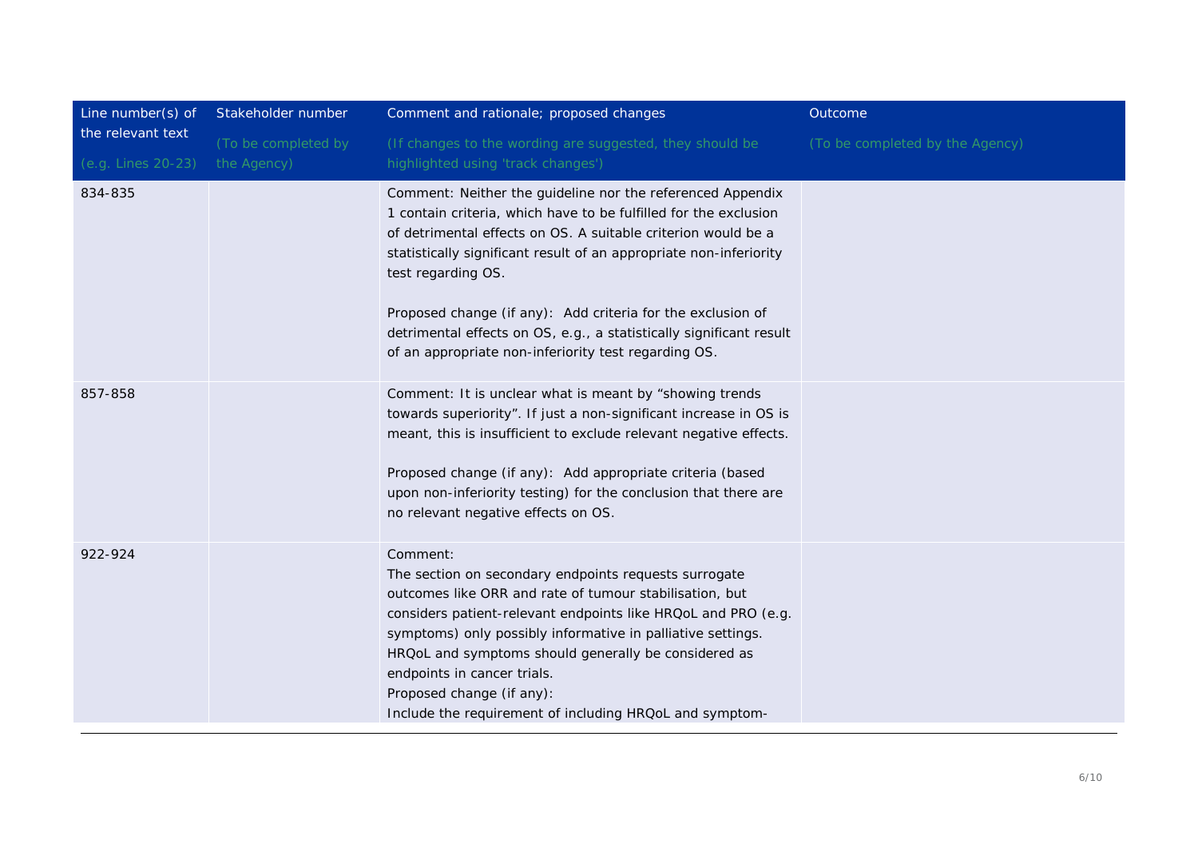| Line number(s) of the relevant text (e.g. Lines 20-23) | Stakeholder number (To be completed by the Agency) | Comment and rationale; proposed changes (If changes to the wording are suggested, they should be highlighted using 'track changes') | Outcome (To be completed by the Agency) |
|---|---|---|---|
| 834-835 | | Comment: Neither the guideline nor the referenced Appendix 1 contain criteria, which have to be fulfilled for the exclusion of detrimental effects on OS. A suitable criterion would be a statistically significant result of an appropriate non-inferiority test regarding OS.<br><br>Proposed change (if any): Add criteria for the exclusion of detrimental effects on OS, e.g., a statistically significant result of an appropriate non-inferiority test regarding OS. | |
| 857-858 | | Comment: It is unclear what is meant by "showing trends towards superiority". If just a non-significant increase in OS is meant, this is insufficient to exclude relevant negative effects.<br><br>Proposed change (if any): Add appropriate criteria (based upon non-inferiority testing) for the conclusion that there are no relevant negative effects on OS. | |
| 922-924 | | Comment:<br>The section on secondary endpoints requests surrogate outcomes like ORR and rate of tumour stabilisation, but considers patient-relevant endpoints like HRQoL and PRO (e.g. symptoms) only possibly informative in palliative settings. HRQoL and symptoms should generally be considered as endpoints in cancer trials.<br>Proposed change (if any):<br>Include the requirement of including HRQoL and symptom- | |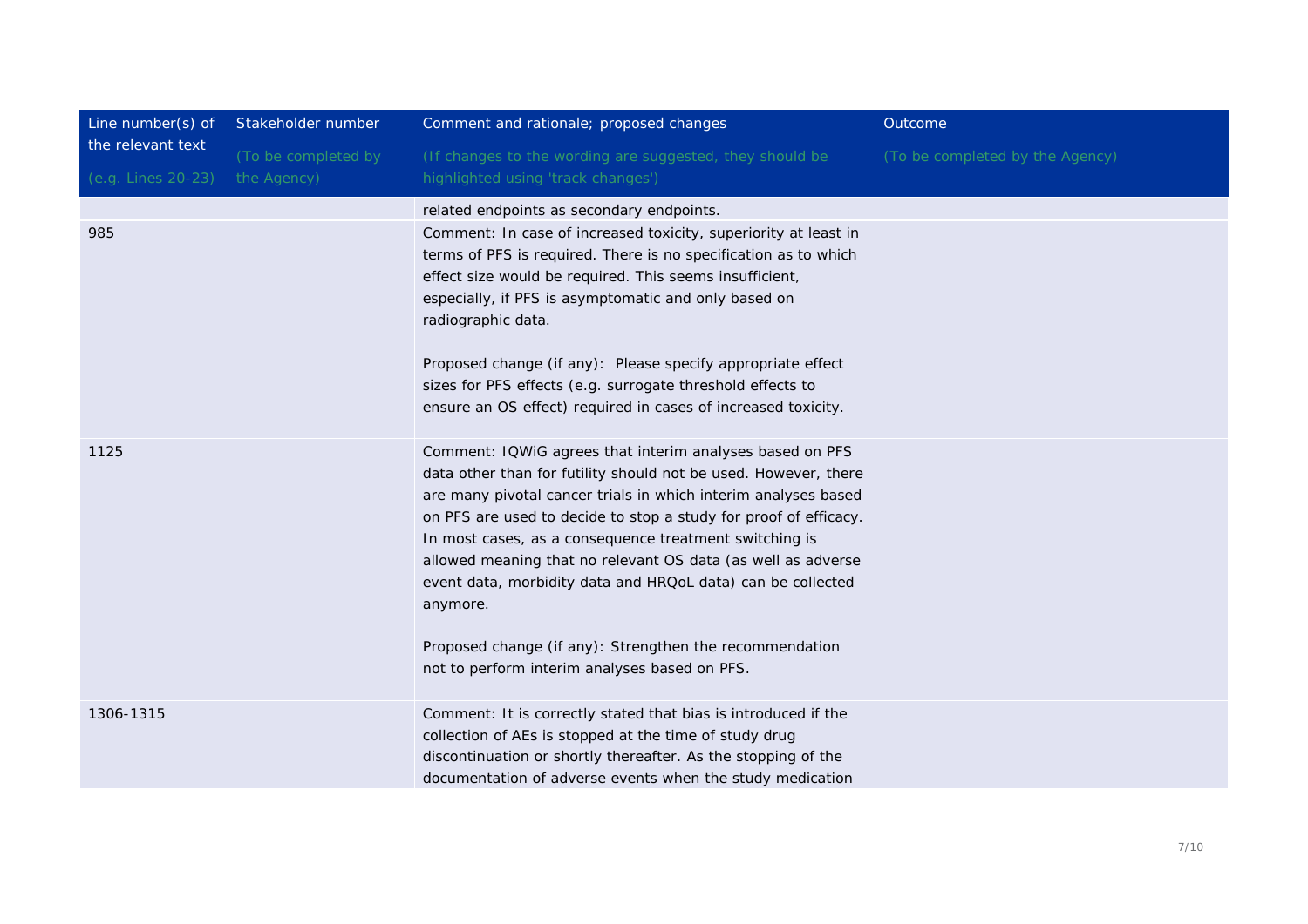| Line number(s) of the relevant text (e.g. Lines 20-23) | Stakeholder number (To be completed by the Agency) | Comment and rationale; proposed changes (If changes to the wording are suggested, they should be highlighted using 'track changes') | Outcome (To be completed by the Agency) |
|---|---|---|---|
| | | related endpoints as secondary endpoints. | |
| 985 | | Comment: In case of increased toxicity, superiority at least in terms of PFS is required. There is no specification as to which effect size would be required. This seems insufficient, especially, if PFS is asymptomatic and only based on radiographic data.<br><br>Proposed change (if any): Please specify appropriate effect sizes for PFS effects (e.g. surrogate threshold effects to ensure an OS effect) required in cases of increased toxicity. | |
| 1125 | | Comment: IQWiG agrees that interim analyses based on PFS data other than for futility should not be used. However, there are many pivotal cancer trials in which interim analyses based on PFS are used to decide to stop a study for proof of efficacy. In most cases, as a consequence treatment switching is allowed meaning that no relevant OS data (as well as adverse event data, morbidity data and HRQoL data) can be collected anymore.<br><br>Proposed change (if any): Strengthen the recommendation not to perform interim analyses based on PFS. | |
| 1306-1315 | | Comment: It is correctly stated that bias is introduced if the collection of AEs is stopped at the time of study drug discontinuation or shortly thereafter. As the stopping of the documentation of adverse events when the study medication | |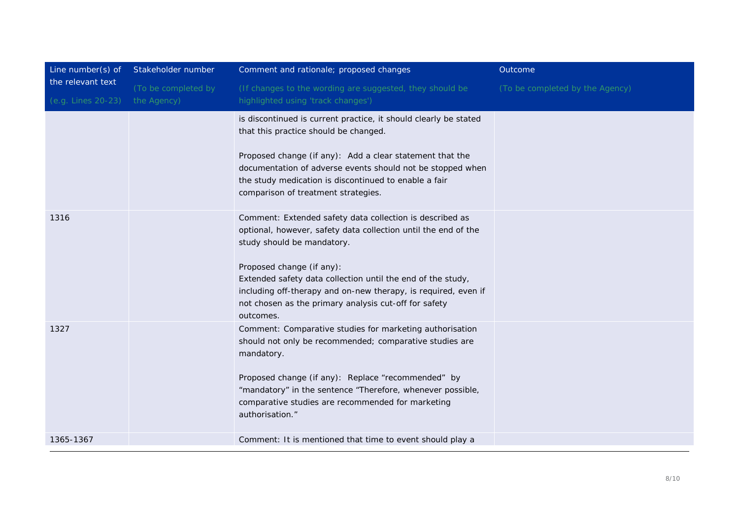| Line number(s) of the relevant text (e.g. Lines 20-23) | Stakeholder number (To be completed by the Agency) | Comment and rationale; proposed changes (If changes to the wording are suggested, they should be highlighted using 'track changes') | Outcome (To be completed by the Agency) |
|---|---|---|---|
| | | is discontinued is current practice, it should clearly be stated that this practice should be changed.<br><br>Proposed change (if any): Add a clear statement that the documentation of adverse events should not be stopped when the study medication is discontinued to enable a fair comparison of treatment strategies. | |
| 1316 | | Comment: Extended safety data collection is described as optional, however, safety data collection until the end of the study should be mandatory.<br><br>Proposed change (if any):<br>Extended safety data collection until the end of the study, including off-therapy and on-new therapy, is required, even if not chosen as the primary analysis cut-off for safety outcomes. | |
| 1327 | | Comment: Comparative studies for marketing authorisation should not only be recommended; comparative studies are mandatory.<br><br>Proposed change (if any): Replace "recommended" by "mandatory" in the sentence "Therefore, whenever possible, comparative studies are recommended for marketing authorisation." | |
| 1365-1367 | | Comment: It is mentioned that time to event should play a | |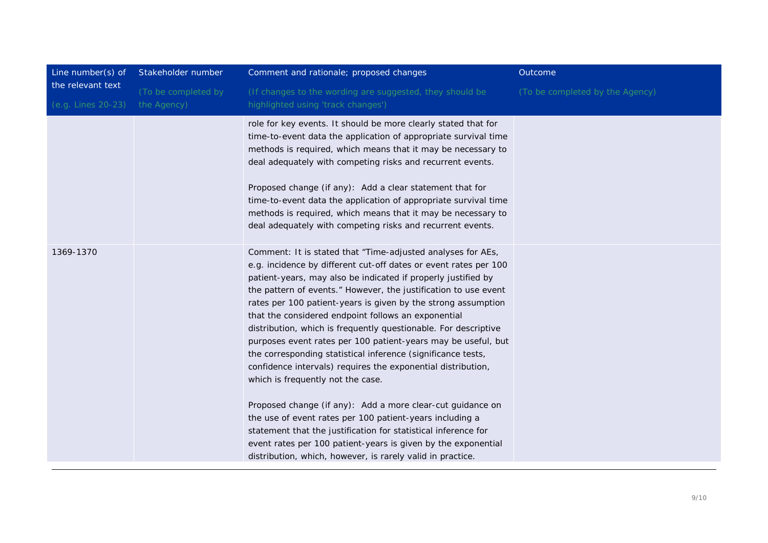| Line number(s) of the relevant text (e.g. Lines 20-23) | Stakeholder number (To be completed by the Agency) | Comment and rationale; proposed changes (If changes to the wording are suggested, they should be highlighted using 'track changes') | Outcome (To be completed by the Agency) |
|---|---|---|---|
| | | role for key events. It should be more clearly stated that for time-to-event data the application of appropriate survival time methods is required, which means that it may be necessary to deal adequately with competing risks and recurrent events.<br><br>Proposed change (if any): Add a clear statement that for time-to-event data the application of appropriate survival time methods is required, which means that it may be necessary to deal adequately with competing risks and recurrent events. | |
| 1369-1370 | | Comment: It is stated that "Time-adjusted analyses for AEs, e.g. incidence by different cut-off dates or event rates per 100 patient-years, may also be indicated if properly justified by the pattern of events." However, the justification to use event rates per 100 patient-years is given by the strong assumption that the considered endpoint follows an exponential distribution, which is frequently questionable. For descriptive purposes event rates per 100 patient-years may be useful, but the corresponding statistical inference (significance tests, confidence intervals) requires the exponential distribution, which is frequently not the case.<br><br>Proposed change (if any): Add a more clear-cut guidance on the use of event rates per 100 patient-years including a statement that the justification for statistical inference for event rates per 100 patient-years is given by the exponential distribution, which, however, is rarely valid in practice. | |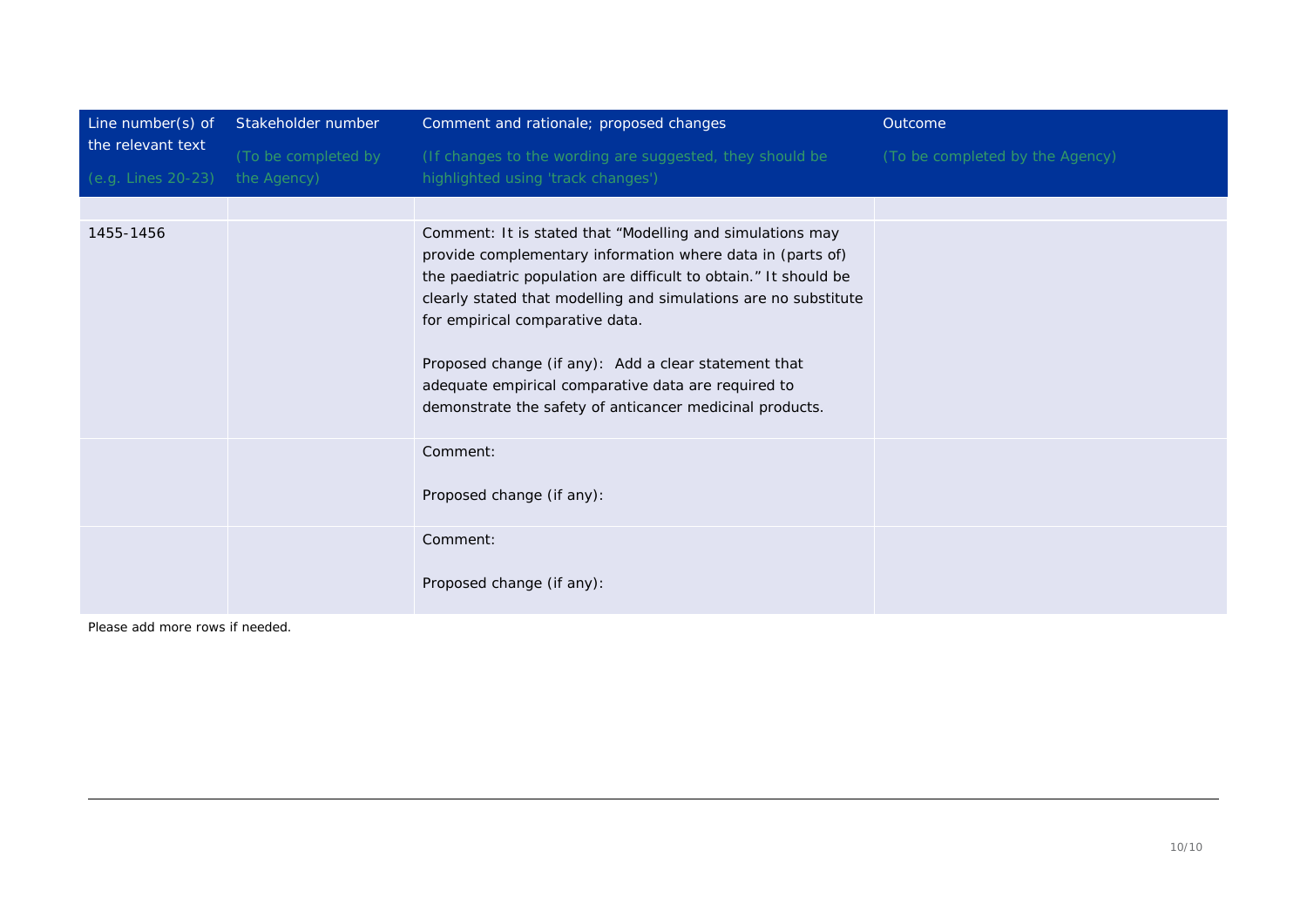| Line number(s) of the relevant text (e.g. Lines 20-23) | Stakeholder number (To be completed by the Agency) | Comment and rationale; proposed changes (If changes to the wording are suggested, they should be highlighted using 'track changes') | Outcome (To be completed by the Agency) |
|---|---|---|---|
| | | | |
| 1455-1456 | | Comment: It is stated that “Modelling and simulations may provide complementary information where data in (parts of) the paediatric population are difficult to obtain.” It should be clearly stated that modelling and simulations are no substitute for empirical comparative data.<br><br>Proposed change (if any): Add a clear statement that adequate empirical comparative data are required to demonstrate the safety of anticancer medicinal products. | |
| | | Comment:<br><br>Proposed change (if any): | |
| | | Comment:<br><br>Proposed change (if any): | |

Please add more rows if needed.